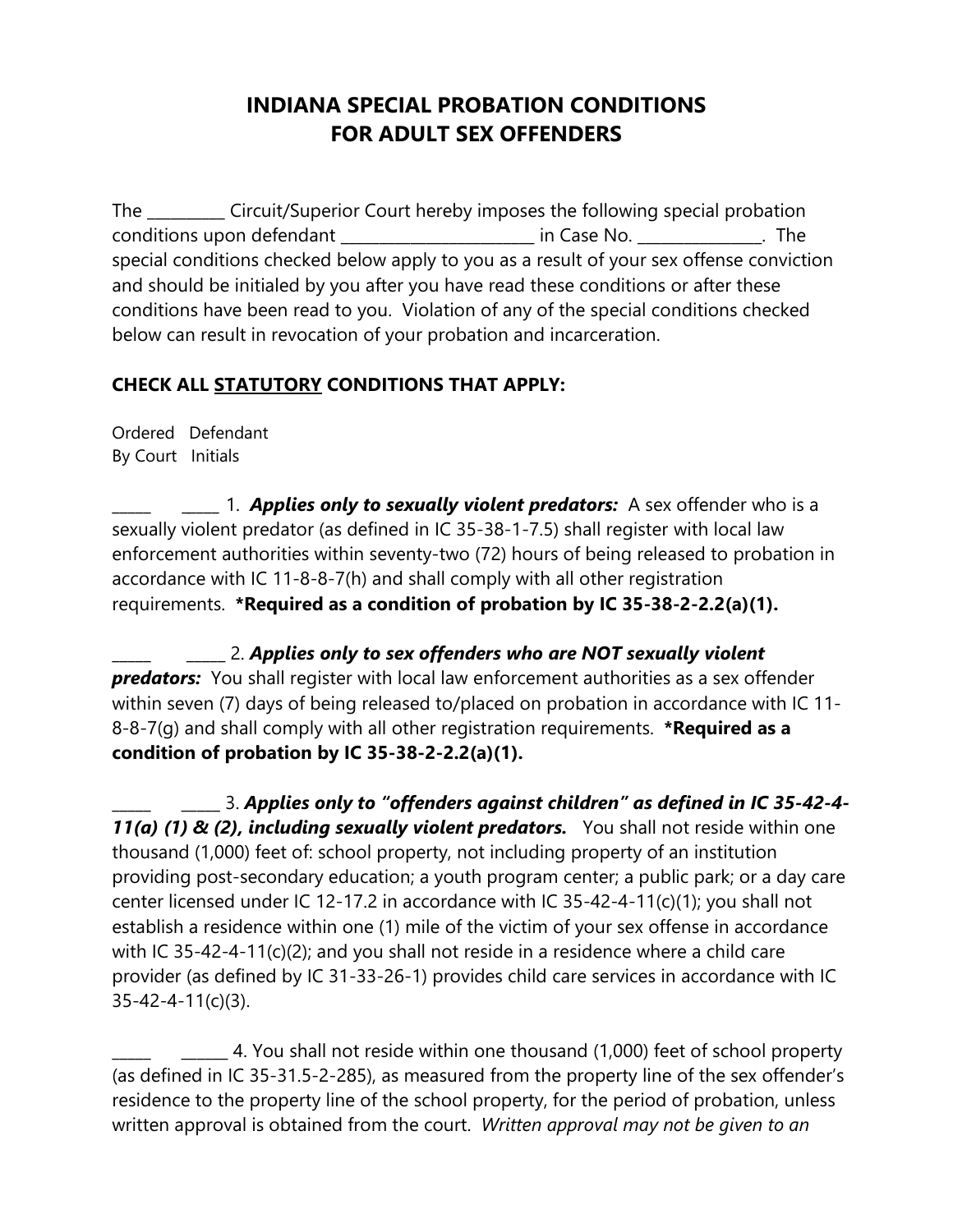# INDIANA SPECIAL PROBATION CONDITIONS FOR ADULT SEX OFFENDERS

The __________ Circuit/Superior Court hereby imposes the following special probation conditions upon defendant ________________________ in Case No. _______________. The special conditions checked below apply to you as a result of your sex offense conviction and should be initialed by you after you have read these conditions or after these conditions have been read to you. Violation of any of the special conditions checked below can result in revocation of your probation and incarceration.

**CHECK ALL STATUTORY CONDITIONS THAT APPLY:**

Ordered By Court   Defendant Initials

_____ _____ 1. ***Applies only to sexually violent predators:*** A sex offender who is a sexually violent predator (as defined in IC 35-38-1-7.5) shall register with local law enforcement authorities within seventy-two (72) hours of being released to probation in accordance with IC 11-8-8-7(h) and shall comply with all other registration requirements. **\*Required as a condition of probation by IC 35-38-2-2.2(a)(1).**

_____ _____ 2. ***Applies only to sex offenders who are NOT sexually violent predators:*** You shall register with local law enforcement authorities as a sex offender within seven (7) days of being released to/placed on probation in accordance with IC 11-8-8-7(g) and shall comply with all other registration requirements. **\*Required as a condition of probation by IC 35-38-2-2.2(a)(1).**

_____ _____ 3. ***Applies only to "offenders against children" as defined in IC 35-42-4-11(a) (1) & (2), including sexually violent predators.*** You shall not reside within one thousand (1,000) feet of: school property, not including property of an institution providing post-secondary education; a youth program center; a public park; or a day care center licensed under IC 12-17.2 in accordance with IC 35-42-4-11(c)(1); you shall not establish a residence within one (1) mile of the victim of your sex offense in accordance with IC 35-42-4-11(c)(2); and you shall not reside in a residence where a child care provider (as defined by IC 31-33-26-1) provides child care services in accordance with IC 35-42-4-11(c)(3).

_____ ______ 4. You shall not reside within one thousand (1,000) feet of school property (as defined in IC 35-31.5-2-285), as measured from the property line of the sex offender's residence to the property line of the school property, for the period of probation, unless written approval is obtained from the court. *Written approval may not be given to an*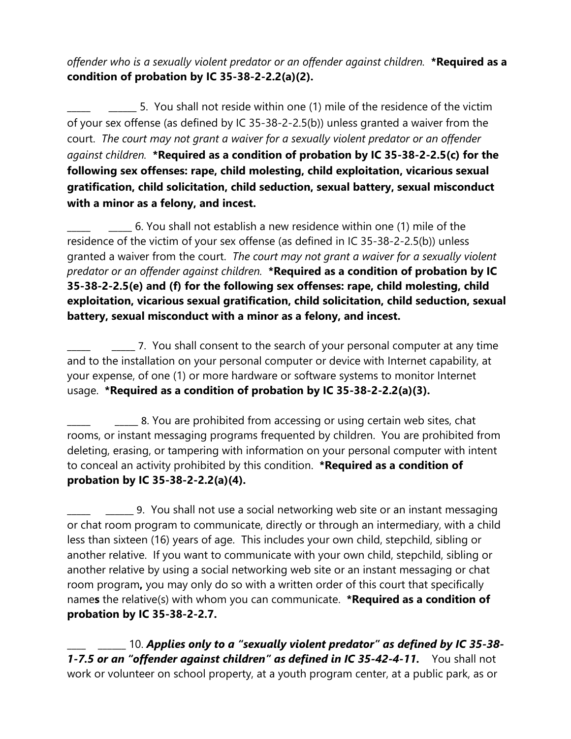*offender who is a sexually violent predator or an offender against children.* **\*Required as a condition of probation by IC 35-38-2-2.2(a)(2).**

_____ ______ 5. You shall not reside within one (1) mile of the residence of the victim of your sex offense (as defined by IC 35-38-2-2.5(b)) unless granted a waiver from the court. *The court may not grant a waiver for a sexually violent predator or an offender against children.* **\*Required as a condition of probation by IC 35-38-2-2.5(c) for the following sex offenses: rape, child molesting, child exploitation, vicarious sexual gratification, child solicitation, child seduction, sexual battery, sexual misconduct with a minor as a felony, and incest.**

_____ _____ 6. You shall not establish a new residence within one (1) mile of the residence of the victim of your sex offense (as defined in IC 35-38-2-2.5(b)) unless granted a waiver from the court. *The court may not grant a waiver for a sexually violent predator or an offender against children.* **\*Required as a condition of probation by IC 35-38-2-2.5(e) and (f) for the following sex offenses: rape, child molesting, child exploitation, vicarious sexual gratification, child solicitation, child seduction, sexual battery, sexual misconduct with a minor as a felony, and incest.**

_____ _____ 7. You shall consent to the search of your personal computer at any time and to the installation on your personal computer or device with Internet capability, at your expense, of one (1) or more hardware or software systems to monitor Internet usage. **\*Required as a condition of probation by IC 35-38-2-2.2(a)(3).**

_____ _____ 8. You are prohibited from accessing or using certain web sites, chat rooms, or instant messaging programs frequented by children. You are prohibited from deleting, erasing, or tampering with information on your personal computer with intent to conceal an activity prohibited by this condition. **\*Required as a condition of probation by IC 35-38-2-2.2(a)(4).**

_____ ______ 9. You shall not use a social networking web site or an instant messaging or chat room program to communicate, directly or through an intermediary, with a child less than sixteen (16) years of age. This includes your own child, stepchild, sibling or another relative. If you want to communicate with your own child, stepchild, sibling or another relative by using a social networking web site or an instant messaging or chat room program**,** you may only do so with a written order of this court that specifically name**s** the relative(s) with whom you can communicate. **\*Required as a condition of probation by IC 35-38-2-2.7.**

____ ______ 10. ***Applies only to a "sexually violent predator" as defined by IC 35-38-1-7.5 or an "offender against children" as defined in IC 35-42-4-11.*** You shall not work or volunteer on school property, at a youth program center, at a public park, as or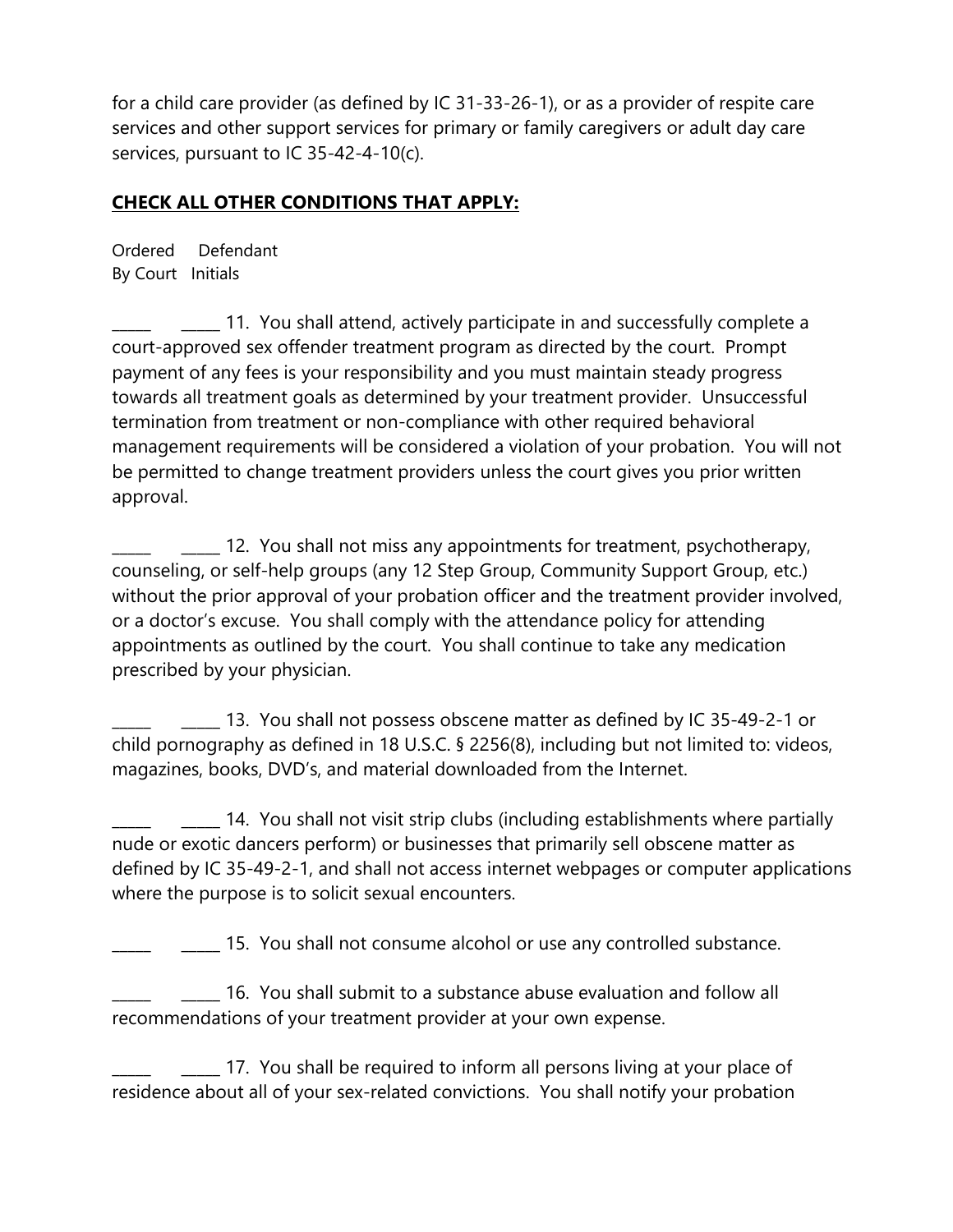for a child care provider (as defined by IC 31-33-26-1), or as a provider of respite care services and other support services for primary or family caregivers or adult day care services, pursuant to IC 35-42-4-10(c).

**CHECK ALL OTHER CONDITIONS THAT APPLY:**

Ordered By Court    Defendant Initials

_____ _____ 11. You shall attend, actively participate in and successfully complete a court-approved sex offender treatment program as directed by the court. Prompt payment of any fees is your responsibility and you must maintain steady progress towards all treatment goals as determined by your treatment provider. Unsuccessful termination from treatment or non-compliance with other required behavioral management requirements will be considered a violation of your probation. You will not be permitted to change treatment providers unless the court gives you prior written approval.

_____ _____ 12. You shall not miss any appointments for treatment, psychotherapy, counseling, or self-help groups (any 12 Step Group, Community Support Group, etc.) without the prior approval of your probation officer and the treatment provider involved, or a doctor's excuse. You shall comply with the attendance policy for attending appointments as outlined by the court. You shall continue to take any medication prescribed by your physician.

_____ _____ 13. You shall not possess obscene matter as defined by IC 35-49-2-1 or child pornography as defined in 18 U.S.C. § 2256(8), including but not limited to: videos, magazines, books, DVD's, and material downloaded from the Internet.

_____ _____ 14. You shall not visit strip clubs (including establishments where partially nude or exotic dancers perform) or businesses that primarily sell obscene matter as defined by IC 35-49-2-1, and shall not access internet webpages or computer applications where the purpose is to solicit sexual encounters.

_____ _____ 15. You shall not consume alcohol or use any controlled substance.

_____ _____ 16. You shall submit to a substance abuse evaluation and follow all recommendations of your treatment provider at your own expense.

_____ _____ 17. You shall be required to inform all persons living at your place of residence about all of your sex-related convictions. You shall notify your probation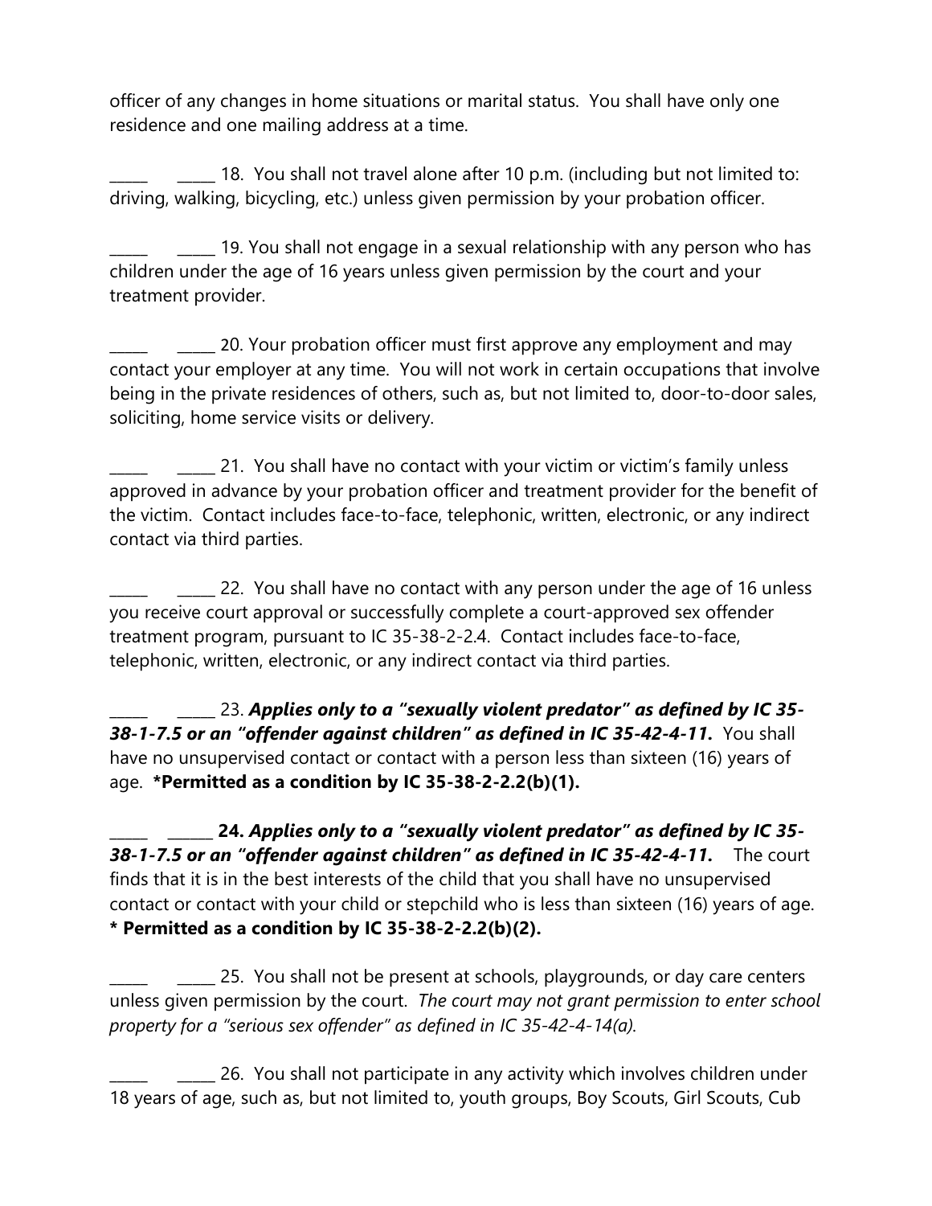officer of any changes in home situations or marital status. You shall have only one residence and one mailing address at a time.

_____ _____ 18. You shall not travel alone after 10 p.m. (including but not limited to: driving, walking, bicycling, etc.) unless given permission by your probation officer.

_____ _____ 19. You shall not engage in a sexual relationship with any person who has children under the age of 16 years unless given permission by the court and your treatment provider.

_____ _____ 20. Your probation officer must first approve any employment and may contact your employer at any time. You will not work in certain occupations that involve being in the private residences of others, such as, but not limited to, door-to-door sales, soliciting, home service visits or delivery.

_____ _____ 21. You shall have no contact with your victim or victim's family unless approved in advance by your probation officer and treatment provider for the benefit of the victim. Contact includes face-to-face, telephonic, written, electronic, or any indirect contact via third parties.

_____ _____ 22. You shall have no contact with any person under the age of 16 unless you receive court approval or successfully complete a court-approved sex offender treatment program, pursuant to IC 35-38-2-2.4. Contact includes face-to-face, telephonic, written, electronic, or any indirect contact via third parties.

_____ _____ 23. ***Applies only to a "sexually violent predator" as defined by IC 35-38-1-7.5 or an "offender against children" as defined in IC 35-42-4-11.*** You shall have no unsupervised contact or contact with a person less than sixteen (16) years of age. **\*Permitted as a condition by IC 35-38-2-2.2(b)(1).**

_____ ______ **24.** ***Applies only to a "sexually violent predator" as defined by IC 35-38-1-7.5 or an "offender against children" as defined in IC 35-42-4-11.*** The court finds that it is in the best interests of the child that you shall have no unsupervised contact or contact with your child or stepchild who is less than sixteen (16) years of age. **\* Permitted as a condition by IC 35-38-2-2.2(b)(2).**

_____ _____ 25. You shall not be present at schools, playgrounds, or day care centers unless given permission by the court. *The court may not grant permission to enter school property for a "serious sex offender" as defined in IC 35-42-4-14(a).*

_____ _____ 26. You shall not participate in any activity which involves children under 18 years of age, such as, but not limited to, youth groups, Boy Scouts, Girl Scouts, Cub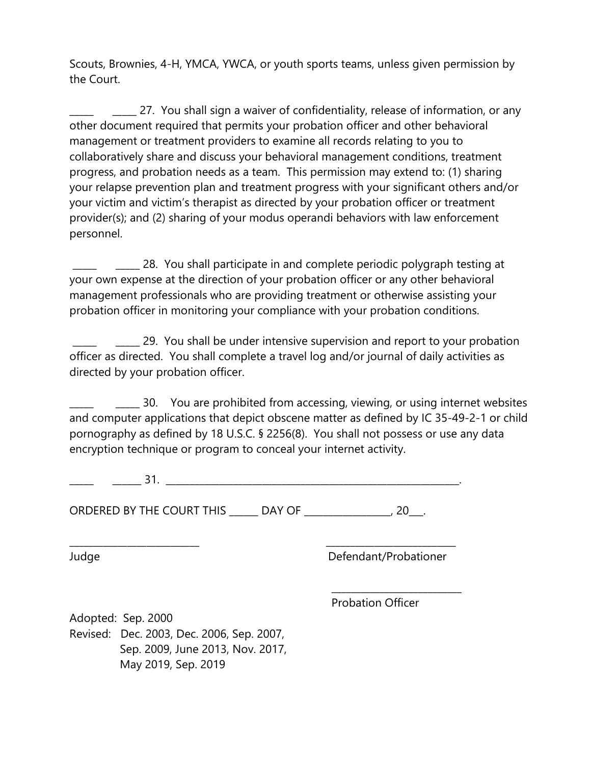Scouts, Brownies, 4-H, YMCA, YWCA, or youth sports teams, unless given permission by the Court.

_____ _____ 27. You shall sign a waiver of confidentiality, release of information, or any other document required that permits your probation officer and other behavioral management or treatment providers to examine all records relating to you to collaboratively share and discuss your behavioral management conditions, treatment progress, and probation needs as a team. This permission may extend to: (1) sharing your relapse prevention plan and treatment progress with your significant others and/or your victim and victim's therapist as directed by your probation officer or treatment provider(s); and (2) sharing of your modus operandi behaviors with law enforcement personnel.

_____ _____ 28. You shall participate in and complete periodic polygraph testing at your own expense at the direction of your probation officer or any other behavioral management professionals who are providing treatment or otherwise assisting your probation officer in monitoring your compliance with your probation conditions.

_____ _____ 29. You shall be under intensive supervision and report to your probation officer as directed. You shall complete a travel log and/or journal of daily activities as directed by your probation officer.

_____ _____ 30. You are prohibited from accessing, viewing, or using internet websites and computer applications that depict obscene matter as defined by IC 35-49-2-1 or child pornography as defined by 18 U.S.C. § 2256(8). You shall not possess or use any data encryption technique or program to conceal your internet activity.

_____ ______ 31. ______________________________________________________________.

ORDERED BY THE COURT THIS ______ DAY OF _________________, 20___.

__________________________ 	__________________________

Judge 	Defendant/Probationer

__________________________

Probation Officer

Adopted: Sep. 2000

Revised: Dec. 2003, Dec. 2006, Sep. 2007, Sep. 2009, June 2013, Nov. 2017, May 2019, Sep. 2019